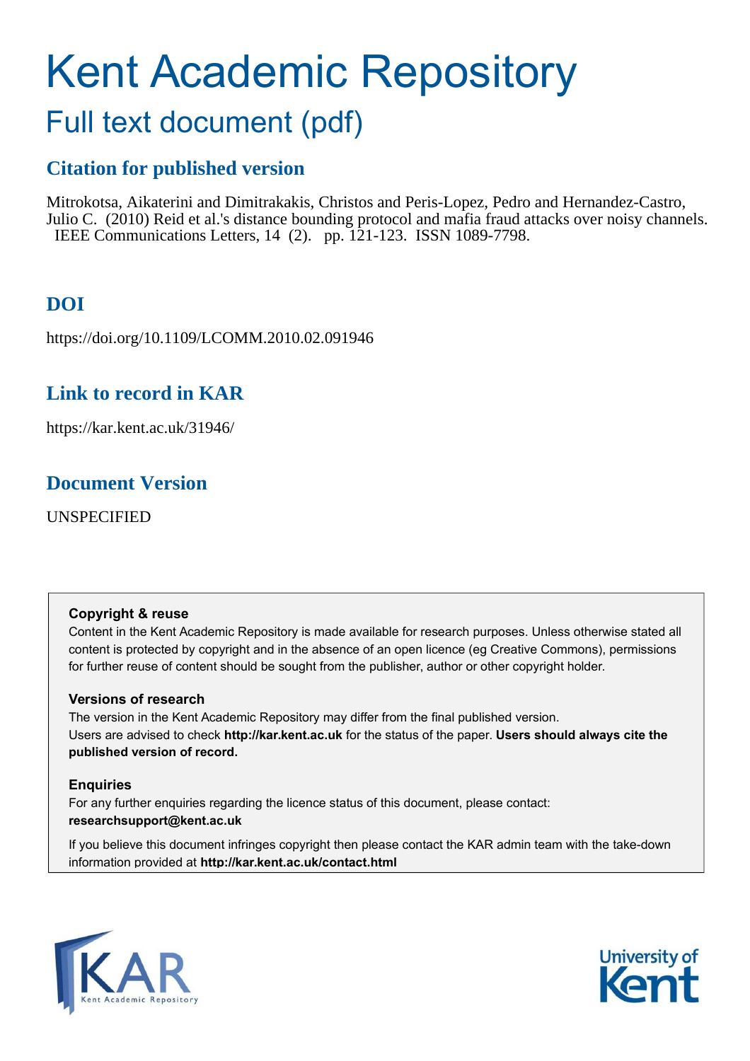# Kent Academic Repository

## Full text document (pdf)

### Citation for published version

Mitrokotsa, Aikaterini and Dimitrakakis, Christos and Peris-Lopez, Pedro and Hernandez-Castro, Julio C. (2010) Reid et al.'s distance bounding protocol and mafia fraud attacks over noisy channels. IEEE Communications Letters, 14 (2). pp. 121-123. ISSN 1089-7798.

### DOI

https://doi.org/10.1109/LCOMM.2010.02.091946

### Link to record in KAR

https://kar.kent.ac.uk/31946/

### Document Version

UNSPECIFIED

**Copyright & reuse**

Content in the Kent Academic Repository is made available for research purposes. Unless otherwise stated all content is protected by copyright and in the absence of an open licence (eg Creative Commons), permissions for further reuse of content should be sought from the publisher, author or other copyright holder.

**Versions of research**

The version in the Kent Academic Repository may differ from the final published version. Users are advised to check **http://kar.kent.ac.uk** for the status of the paper. **Users should always cite the published version of record.**

**Enquiries**

For any further enquiries regarding the licence status of this document, please contact: **researchsupport@kent.ac.uk**

If you believe this document infringes copyright then please contact the KAR admin team with the take-down information provided at **http://kar.kent.ac.uk/contact.html**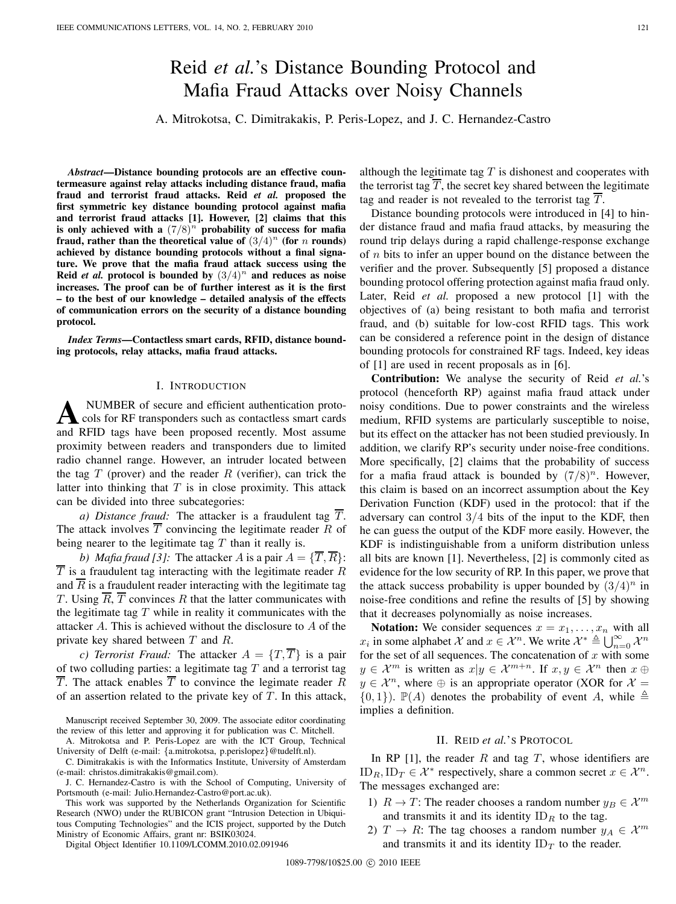# Reid *et al.*'s Distance Bounding Protocol and Mafia Fraud Attacks over Noisy Channels

A. Mitrokotsa, C. Dimitrakakis, P. Peris-Lopez, and J. C. Hernandez-Castro

***Abstract*—Distance bounding protocols are an effective countermeasure against relay attacks including distance fraud, mafia fraud and terrorist fraud attacks. Reid *et al.* proposed the first symmetric key distance bounding protocol against mafia and terrorist fraud attacks [1]. However, [2] claims that this is only achieved with a $(7/8)^n$ probability of success for mafia fraud, rather than the theoretical value of $(3/4)^n$ (for $n$ rounds) achieved by distance bounding protocols without a final signature. We prove that the mafia fraud attack success using the Reid *et al.* protocol is bounded by $(3/4)^n$ and reduces as noise increases. The proof can be of further interest as it is the first – to the best of our knowledge – detailed analysis of the effects of communication errors on the security of a distance bounding protocol.**

***Index Terms*—Contactless smart cards, RFID, distance bounding protocols, relay attacks, mafia fraud attacks.**

## I. Introduction

A number of secure and efficient authentication protocols for RF transponders such as contactless smart cards and RFID tags have been proposed recently. Most assume proximity between readers and transponders due to limited radio channel range. However, an intruder located between the tag $T$ (prover) and the reader $R$ (verifier), can trick the latter into thinking that $T$ is in close proximity. This attack can be divided into three subcategories:

*a) Distance fraud:* The attacker is a fraudulent tag $\overline{T}$. The attack involves $\overline{T}$ convincing the legitimate reader $R$ of being nearer to the legitimate tag $T$ than it really is.

*b) Mafia fraud [3]:* The attacker $A$ is a pair $A = \{\overline{T}, \overline{R}\}$: $\overline{T}$ is a fraudulent tag interacting with the legitimate reader $R$ and $\overline{R}$ is a fraudulent reader interacting with the legitimate tag $T$. Using $\overline{R}$, $\overline{T}$ convinces $R$ that the latter communicates with the legitimate tag $T$ while in reality it communicates with the attacker $A$. This is achieved without the disclosure to $A$ of the private key shared between $T$ and $R$.

*c) Terrorist Fraud:* The attacker $A = \{T, \overline{T}\}$ is a pair of two colluding parties: a legitimate tag $T$ and a terrorist tag $\overline{T}$. The attack enables $\overline{T}$ to convince the legimate reader $R$ of an assertion related to the private key of $T$. In this attack, although the legitimate tag $T$ is dishonest and cooperates with the terrorist tag $\overline{T}$, the secret key shared between the legitimate tag and reader is not revealed to the terrorist tag $\overline{T}$.

Distance bounding protocols were introduced in [4] to hinder distance fraud and mafia fraud attacks, by measuring the round trip delays during a rapid challenge-response exchange of $n$ bits to infer an upper bound on the distance between the verifier and the prover. Subsequently [5] proposed a distance bounding protocol offering protection against mafia fraud only. Later, Reid *et al.* proposed a new protocol [1] with the objectives of (a) being resistant to both mafia and terrorist fraud, and (b) suitable for low-cost RFID tags. This work can be considered a reference point in the design of distance bounding protocols for constrained RF tags. Indeed, key ideas of [1] are used in recent proposals as in [6].

**Contribution:** We analyse the security of Reid *et al.*'s protocol (henceforth RP) against mafia fraud attack under noisy conditions. Due to power constraints and the wireless medium, RFID systems are particularly susceptible to noise, but its effect on the attacker has not been studied previously. In addition, we clarify RP's security under noise-free conditions. More specifically, [2] claims that the probability of success for a mafia fraud attack is bounded by $(7/8)^n$. However, this claim is based on an incorrect assumption about the Key Derivation Function (KDF) used in the protocol: that if the adversary can control $3/4$ bits of the input to the KDF, then he can guess the output of the KDF more easily. However, the KDF is indistinguishable from a uniform distribution unless all bits are known [1]. Nevertheless, [2] is commonly cited as evidence for the low security of RP. In this paper, we prove that the attack success probability is upper bounded by $(3/4)^n$ in noise-free conditions and refine the results of [5] by showing that it decreases polynomially as noise increases.

**Notation:** We consider sequences $x = x_1, \ldots, x_n$ with all $x_i$ in some alphabet $\mathcal{X}$ and $x \in \mathcal{X}^n$. We write $\mathcal{X}^* \triangleq \bigcup_{n=0}^{\infty} \mathcal{X}^n$ for the set of all sequences. The concatenation of $x$ with some $y \in \mathcal{X}^m$ is written as $x|y \in \mathcal{X}^{m+n}$. If $x, y \in \mathcal{X}^n$ then $x \oplus y \in \mathcal{X}^n$, where $\oplus$ is an appropriate operator (XOR for $\mathcal{X} = \{0, 1\}$). $\mathbb{P}(A)$ denotes the probability of event $A$, while $\triangleq$ implies a definition.

## II. Reid *et al.*'s Protocol

In RP [1], the reader $R$ and tag $T$, whose identifiers are $\text{ID}_R, \text{ID}_T \in \mathcal{X}^*$ respectively, share a common secret $x \in \mathcal{X}^n$. The messages exchanged are:

1) $R \to T$: The reader chooses a random number $y_B \in \mathcal{X}^m$ and transmits it and its identity $\text{ID}_R$ to the tag.
2) $T \to R$: The tag chooses a random number $y_A \in \mathcal{X}^m$ and transmits it and its identity $\text{ID}_T$ to the reader.

Manuscript received September 30, 2009. The associate editor coordinating the review of this letter and approving it for publication was C. Mitchell.

A. Mitrokotsa and P. Peris-Lopez are with the ICT Group, Technical University of Delft (e-mail: {a.mitrokotsa, p.perislopez}@tudelft.nl).

C. Dimitrakakis is with the Informatics Institute, University of Amsterdam (e-mail: christos.dimitrakakis@gmail.com).

J. C. Hernandez-Castro is with the School of Computing, University of Portsmouth (e-mail: Julio.Hernandez-Castro@port.ac.uk).

This work was supported by the Netherlands Organization for Scientific Research (NWO) under the RUBICON grant "Intrusion Detection in Ubiquitous Computing Technologies" and the ICIS project, supported by the Dutch Ministry of Economic Affairs, grant nr: BSIK03024.

Digital Object Identifier 10.1109/LCOMM.2010.02.091946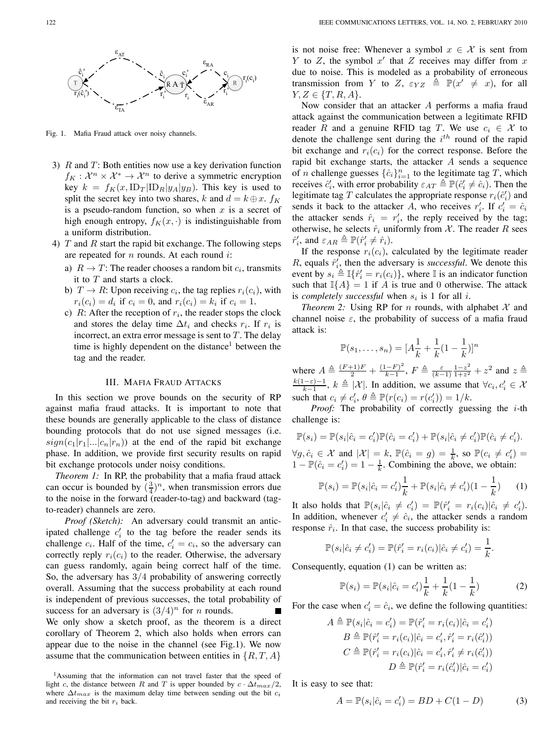Fig. 1. Mafia Fraud attack over noisy channels.

3) $R$ and $T$: Both entities now use a key derivation function $f_K : \mathcal{X}^n \times \mathcal{X}^* \rightarrow \mathcal{X}^n$ to derive a symmetric encryption key $k = f_K(x, \text{ID}_T|\text{ID}_R|y_A|y_B)$. This key is used to split the secret key into two shares, $k$ and $d = k \oplus x$. $f_K$ is a pseudo-random function, so when $x$ is a secret of high enough entropy, $f_K(x, \cdot)$ is indistinguishable from a uniform distribution.
4) $T$ and $R$ start the rapid bit exchange. The following steps are repeated for $n$ rounds. At each round $i$:
   a) $R \rightarrow T$: The reader chooses a random bit $c_i$, transmits it to $T$ and starts a clock.
   b) $T \rightarrow R$: Upon receiving $c_i$, the tag replies $r_i(c_i)$, with $r_i(c_i) = d_i$ if $c_i = 0$, and $r_i(c_i) = k_i$ if $c_i = 1$.
   c) $R$: After the reception of $r_i$, the reader stops the clock and stores the delay time $\Delta t_i$ and checks $r_i$. If $r_i$ is incorrect, an extra error message is sent to $T$. The delay time is highly dependent on the distance[1] between the tag and the reader.

## III. Mafia Fraud Attacks

In this section we prove bounds on the security of RP against mafia fraud attacks. It is important to note that these bounds are generally applicable to the class of distance bounding protocols that do not use signed messages (i.e. $sign(c_1|r_1|...|c_n|r_n)$) at the end of the rapid bit exchange phase. In addition, we provide first security results on rapid bit exchange protocols under noisy conditions.

*Theorem 1:* In RP, the probability that a mafia fraud attack can occur is bounded by $(\frac{3}{4})^n$, when transmission errors due to the noise in the forward (reader-to-tag) and backward (tag-to-reader) channels are zero.

*Proof (Sketch):* An adversary could transmit an anticipated challenge $c_i'$ to the tag before the reader sends its challenge $c_i$. Half of the time, $c_i' = c_i$, so the adversary can correctly reply $r_i(c_i)$ to the reader. Otherwise, the adversary can guess randomly, again being correct half of the time. So, the adversary has $3/4$ probability of answering correctly overall. Assuming that the success probability at each round is independent of previous successes, the total probability of success for an adversary is $(3/4)^n$ for $n$ rounds. ∎

We only show a sketch proof, as the theorem is a direct corollary of Theorem 2, which also holds when errors can appear due to the noise in the channel (see Fig.1). We now assume that the communication between entities in $\{R, T, A\}$ is not noise free: Whenever a symbol $x \in \mathcal{X}$ is sent from $Y$ to $Z$, the symbol $x'$ that $Z$ receives may differ from $x$ due to noise. This is modeled as a probability of erroneous transmission from $Y$ to $Z$, $\varepsilon_{YZ} \triangleq \mathbb{P}(x' \neq x)$, for all $Y, Z \in \{T, R, A\}$.

Now consider that an attacker $A$ performs a mafia fraud attack against the communication between a legitimate RFID reader $R$ and a genuine RFID tag $T$. We use $c_i \in \mathcal{X}$ to denote the challenge sent during the $i^{th}$ round of the rapid bit exchange and $r_i(c_i)$ for the correct response. Before the rapid bit exchange starts, the attacker $A$ sends a sequence of $n$ challenge guesses $\{\hat{c}_i\}_{i=1}^n$ to the legitimate tag $T$, which receives $\hat{c}_i'$, with error probability $\varepsilon_{AT} \triangleq \mathbb{P}(\hat{c}_i' \neq \hat{c}_i)$. Then the legitimate tag $T$ calculates the appropriate response $r_i(\hat{c}_i')$ and sends it back to the attacker $A$, who receives $r_i'$. If $c_i' = \hat{c}_i$ the attacker sends $\hat{r}_i = r_i'$, the reply received by the tag; otherwise, he selects $\hat{r}_i$ uniformly from $\mathcal{X}$. The reader $R$ sees $\hat{r}_i'$, and $\varepsilon_{AR} \triangleq \mathbb{P}(\hat{r}_i' \neq \hat{r}_i)$.

If the response $r_i(c_i)$, calculated by the legitimate reader $R$, equals $\hat{r}_i'$, then the adversary is *successful*. We denote this event by $s_i \triangleq \mathbb{I}\{\hat{r}_i' = r_i(c_i)\}$, where $\mathbb{I}$ is an indicator function such that $\mathbb{I}\{A\} = 1$ if $A$ is true and 0 otherwise. The attack is *completely successful* when $s_i$ is 1 for all $i$.

*Theorem 2:* Using RP for $n$ rounds, with alphabet $\mathcal{X}$ and channel noise $\varepsilon$, the probability of success of a mafia fraud attack is:

$$\mathbb{P}(s_1, \dots, s_n) = [A\frac{1}{k} + \frac{1}{k}(1 - \frac{1}{k})]^n$$

where $A \triangleq \frac{(F+1)F}{2} + \frac{(1-F)^2}{k-1}$, $F \triangleq \frac{\varepsilon}{(k-1)}\frac{1-z^2}{1+z^2} + z^2$ and $z \triangleq \frac{k(1-\varepsilon)-1}{k-1}$, $k \triangleq |\mathcal{X}|$. In addition, we assume that $\forall c_i, c_i' \in \mathcal{X}$ such that $c_i \neq c_i'$, $\theta \triangleq \mathbb{P}(r(c_i) = r(c_i')) = 1/k$.

*Proof:* The probability of correctly guessing the $i$-th challenge is:

$$\mathbb{P}(s_i) = \mathbb{P}(s_i|\hat{c}_i = c_i')\mathbb{P}(\hat{c}_i = c_i') + \mathbb{P}(s_i|\hat{c}_i \neq c_i')\mathbb{P}(\hat{c}_i \neq c_i').$$

$\forall g, \hat{c}_i \in \mathcal{X}$ and $|\mathcal{X}| = k$, $\mathbb{P}(\hat{c}_i = g) = \frac{1}{k}$, so $\mathbb{P}(c_i \neq c_i') = 1 - \mathbb{P}(\hat{c}_i = c_i') = 1 - \frac{1}{k}$. Combining the above, we obtain:

$$\mathbb{P}(s_i) = \mathbb{P}(s_i|\hat{c}_i = c_i')\frac{1}{k} + \mathbb{P}(s_i|\hat{c}_i \neq c_i')(1 - \frac{1}{k}) \quad (1)$$

It also holds that $\mathbb{P}(s_i|\hat{c}_i \neq c_i') = \mathbb{P}(\hat{r}_i' = r_i(c_i)|\hat{c}_i \neq c_i')$. In addition, whenever $c_i' \neq \hat{c}_i$, the attacker sends a random response $\hat{r}_i$. In that case, the success probability is:

$$\mathbb{P}(s_i|\hat{c}_i \neq c_i') = \mathbb{P}(\hat{r}_i' = r_i(c_i)|\hat{c}_i \neq c_i') = \frac{1}{k}.$$

Consequently, equation (1) can be written as:

$$\mathbb{P}(s_i) = \mathbb{P}(s_i|\hat{c}_i = c_i')\frac{1}{k} + \frac{1}{k}(1 - \frac{1}{k}) \quad (2)$$

For the case when $c_i' = \hat{c}_i$, we define the following quantities:

$$A \triangleq \mathbb{P}(s_i|\hat{c}_i = c_i') = \mathbb{P}(\hat{r}_i' = r_i(c_i)|\hat{c}_i = c_i')$$
$$B \triangleq \mathbb{P}(\hat{r}_i' = r_i(c_i)|\hat{c}_i = c_i', \hat{r}_i' = r_i(\hat{c}_i'))$$
$$C \triangleq \mathbb{P}(\hat{r}_i' = r_i(c_i)|\hat{c}_i = c_i', \hat{r}_i' \neq r_i(\hat{c}_i'))$$
$$D \triangleq \mathbb{P}(\hat{r}_i' = r_i(\hat{c}_i')|\hat{c}_i = c_i')$$

It is easy to see that:

$$A = \mathbb{P}(s_i|\hat{c}_i = c_i') = BD + C(1 - D) \quad (3)$$

[1] Assuming that the information can not travel faster that the speed of light $c$, the distance between $R$ and $T$ is upper bounded by $c \cdot \Delta t_{max}/2$, where $\Delta t_{max}$ is the maximum delay time between sending out the bit $c_i$ and receiving the bit $r_i$ back.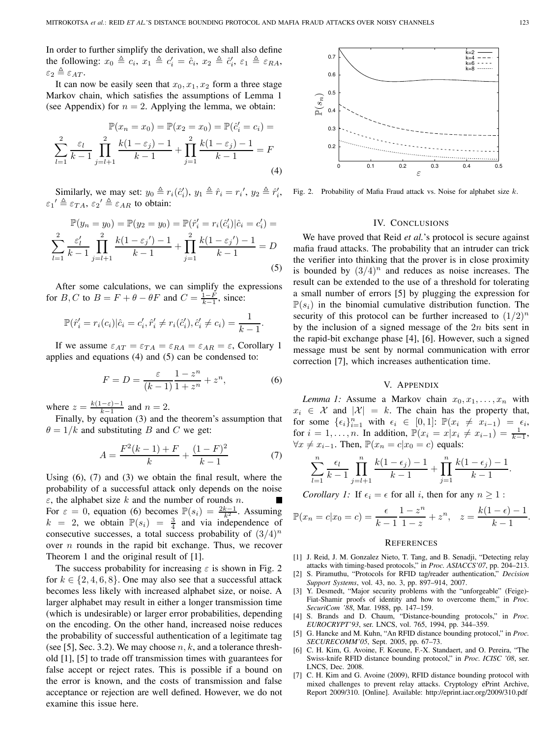In order to further simplify the derivation, we shall also define the following: $x_0 \triangleq c_i$, $x_1 \triangleq c_i' = \hat{c}_i$, $x_2 \triangleq \hat{c}_i'$, $\varepsilon_1 \triangleq \varepsilon_{RA}$, $\varepsilon_2 \triangleq \varepsilon_{AT}$.

It can now be easily seen that $x_0, x_1, x_2$ form a three stage Markov chain, which satisfies the assumptions of Lemma 1 (see Appendix) for $n = 2$. Applying the lemma, we obtain:

$$\mathbb{P}(x_n = x_0) = \mathbb{P}(x_2 = x_0) = \mathbb{P}(\hat{c}_i' = c_i) = \sum_{l=1}^{2} \frac{\varepsilon_l}{k-1} \prod_{j=l+1}^{2} \frac{k(1-\varepsilon_j)-1}{k-1} + \prod_{j=1}^{2} \frac{k(1-\varepsilon_j)-1}{k-1} = F \tag{4}$$

Similarly, we may set: $y_0 \triangleq r_i(\hat{c}_i')$, $y_1 \triangleq \hat{r}_i = r_i'$, $y_2 \triangleq \hat{r}_i'$, $\varepsilon_1' \triangleq \varepsilon_{TA}$, $\varepsilon_2' \triangleq \varepsilon_{AR}$ to obtain:

$$\mathbb{P}(y_n = y_0) = \mathbb{P}(y_2 = y_0) = \mathbb{P}(\hat{r}_i' = r_i(\hat{c}_i') | \hat{c}_i = c_i') = \sum_{l=1}^{2} \frac{\varepsilon_l'}{k-1} \prod_{j=l+1}^{2} \frac{k(1-\varepsilon_j')-1}{k-1} + \prod_{j=1}^{2} \frac{k(1-\varepsilon_j')-1}{k-1} = D \tag{5}$$

After some calculations, we can simplify the expressions for $B, C$ to $B = F + \theta - \theta F$ and $C = \frac{1-F}{k-1}$, since:

$$\mathbb{P}(\hat{r}_i' = r_i(c_i) | \hat{c}_i = c_i', \hat{r}_i' \neq r_i(\hat{c}_i'), \hat{c}_i' \neq c_i) = \frac{1}{k-1}.$$

If we assume $\varepsilon_{AT} = \varepsilon_{TA} = \varepsilon_{RA} = \varepsilon_{AR} = \varepsilon$, Corollary 1 applies and equations (4) and (5) can be condensed to:

$$F = D = \frac{\varepsilon}{(k-1)} \frac{1-z^n}{1+z^n} + z^n, \tag{6}$$

where $z = \frac{k(1-\varepsilon)-1}{k-1}$ and $n = 2$.

Finally, by equation (3) and the theorem's assumption that $\theta = 1/k$ and substituting $B$ and $C$ we get:

$$A = \frac{F^2(k-1) + F}{k} + \frac{(1-F)^2}{k-1} \tag{7}$$

Using (6), (7) and (3) we obtain the final result, where the probability of a successful attack only depends on the noise $\varepsilon$, the alphabet size $k$ and the number of rounds $n$. ■

For $\varepsilon = 0$, equation (6) becomes $\mathbb{P}(s_i) = \frac{2k-1}{k^2}$. Assuming $k = 2$, we obtain $\mathbb{P}(s_i) = \frac{3}{4}$ and via independence of consecutive successes, a total success probability of $(3/4)^n$ over $n$ rounds in the rapid bit exchange. Thus, we recover Theorem 1 and the original result of [1].

The success probability for increasing $\varepsilon$ is shown in Fig. 2 for $k \in \{2, 4, 6, 8\}$. One may also see that a successful attack becomes less likely with increased alphabet size, or noise. A larger alphabet may result in either a longer transmission time (which is undesirable) or larger error probabilities, depending on the encoding. On the other hand, increased noise reduces the probability of successful authentication of a legitimate tag (see [5], Sec. 3.2). We may choose $n, k$, and a tolerance threshold [1], [5] to trade off transmission times with guarantees for false accept or reject rates. This is possible if a bound on the error is known, and the costs of transmission and false acceptance or rejection are well defined. However, we do not examine this issue here.

$\mathbb{P}(s_n)$

0.7
0.6
0.5
0.4
0.3
0.2

0 0.1 0.2 0.3 0.4 0.5

$\varepsilon$

k=2
k=4
k=6
k=8

Fig. 2. Probability of Mafia Fraud attack vs. Noise for alphabet size $k$.

## IV. Conclusions

We have proved that Reid *et al.*'s protocol is secure against mafia fraud attacks. The probability that an intruder can trick the verifier into thinking that the prover is in close proximity is bounded by $(3/4)^n$ and reduces as noise increases. The result can be extended to the use of a threshold for tolerating a small number of errors [5] by plugging the expression for $\mathbb{P}(s_i)$ in the binomial cumulative distribution function. The security of this protocol can be further increased to $(1/2)^n$ by the inclusion of a signed message of the $2n$ bits sent in the rapid-bit exchange phase [4], [6]. However, such a signed message must be sent by normal communication with error correction [7], which increases authentication time.

## V. Appendix

*Lemma 1:* Assume a Markov chain $x_0, x_1, \ldots, x_n$ with $x_i \in \mathcal{X}$ and $|\mathcal{X}| = k$. The chain has the property that, for some $\{\epsilon_i\}_{i=1}^n$ with $\epsilon_i \in [0, 1]$: $\mathbb{P}(x_i \neq x_{i-1}) = \epsilon_i$, for $i = 1, \ldots, n$. In addition, $\mathbb{P}(x_i = x | x_i \neq x_{i-1}) = \frac{1}{k-1}$, $\forall x \neq x_{i-1}$. Then, $\mathbb{P}(x_n = c | x_0 = c)$ equals:

$$\sum_{l=1}^{n} \frac{\epsilon_l}{k-1} \prod_{j=l+1}^{n} \frac{k(1-\epsilon_j)-1}{k-1} + \prod_{j=1}^{n} \frac{k(1-\epsilon_j)-1}{k-1}.$$

*Corollary 1:* If $\epsilon_i = \epsilon$ for all $i$, then for any $n \geq 1$ :

$$\mathbb{P}(x_n = c | x_0 = c) = \frac{\epsilon}{k-1} \frac{1-z^n}{1-z} + z^n, \quad z = \frac{k(1-\epsilon)-1}{k-1}.$$

## References

[1] J. Reid, J. M. Gonzalez Nieto, T. Tang, and B. Senadji, "Detecting relay attacks with timing-based protocols," in *Proc. ASIACCS'07*, pp. 204–213.

[2] S. Piramuthu, "Protocols for RFID tag/reader authentication," *Decision Support Systems*, vol. 43, no. 3, pp. 897–914, 2007.

[3] Y. Desmedt, "Major security problems with the "unforgeable" (Feige)-Fiat-Shamir proofs of identity and how to overcome them," in *Proc. SecuriCom '88*, Mar. 1988, pp. 147–159.

[4] S. Brands and D. Chaum, "Distance-bounding protocols," in *Proc. EUROCRYPT'93*, ser. LNCS, vol. 765, 1994, pp. 344–359.

[5] G. Hancke and M. Kuhn, "An RFID distance bounding protocol," in *Proc. SECURECOMM'05*, Sept. 2005, pp. 67–73.

[6] C. H. Kim, G. Avoine, F. Koeune, F.-X. Standaert, and O. Pereira, "The Swiss-knife RFID distance bounding protocol," in *Proc. ICISC '08*, ser. LNCS, Dec. 2008.

[7] C. H. Kim and G. Avoine (2009), RFID distance bounding protocol with mixed challenges to prevent relay attacks. Cryptology ePrint Archive, Report 2009/310. [Online]. Available: http://eprint.iacr.org/2009/310.pdf